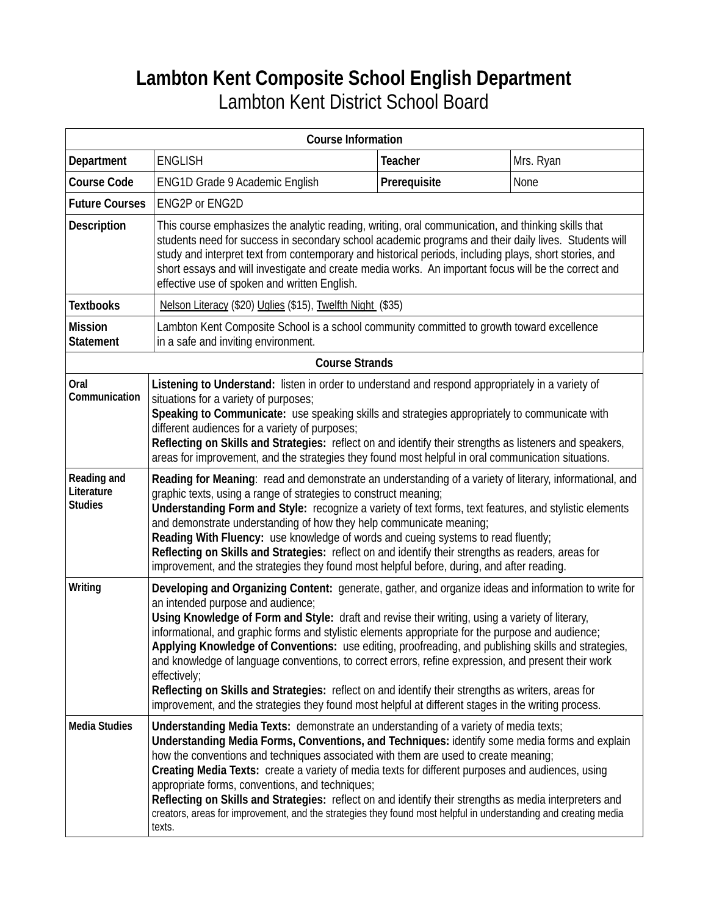# Lambton Kent Composite School English Department

## Lambton Kent District School Board

| Course Information | | | |
|---|---|---|---|
| **Department** | ENGLISH | **Teacher** | Mrs. Ryan |
| **Course Code** | ENG1D Grade 9 Academic English | **Prerequisite** | None |
| **Future Courses** | ENG2P or ENG2D | | |
| **Description** | This course emphasizes the analytic reading, writing, oral communication, and thinking skills that students need for success in secondary school academic programs and their daily lives. Students will study and interpret text from contemporary and historical periods, including plays, short stories, and short essays and will investigate and create media works. An important focus will be the correct and effective use of spoken and written English. | | |
| **Textbooks** | Nelson Literacy ($20) Uglies ($15), Twelfth Night ($35) | | |
| **Mission Statement** | Lambton Kent Composite School is a school community committed to growth toward excellence in a safe and inviting environment. | | |

| Course Strands | |
|---|---|
| **Oral Communication** | **Listening to Understand:** listen in order to understand and respond appropriately in a variety of situations for a variety of purposes;<br>**Speaking to Communicate:** use speaking skills and strategies appropriately to communicate with different audiences for a variety of purposes;<br>**Reflecting on Skills and Strategies:** reflect on and identify their strengths as listeners and speakers, areas for improvement, and the strategies they found most helpful in oral communication situations. |
| **Reading and Literature Studies** | **Reading for Meaning**: read and demonstrate an understanding of a variety of literary, informational, and graphic texts, using a range of strategies to construct meaning;<br>**Understanding Form and Style:** recognize a variety of text forms, text features, and stylistic elements and demonstrate understanding of how they help communicate meaning;<br>**Reading With Fluency:** use knowledge of words and cueing systems to read fluently;<br>**Reflecting on Skills and Strategies:** reflect on and identify their strengths as readers, areas for improvement, and the strategies they found most helpful before, during, and after reading. |
| **Writing** | **Developing and Organizing Content:** generate, gather, and organize ideas and information to write for an intended purpose and audience;<br>**Using Knowledge of Form and Style:** draft and revise their writing, using a variety of literary, informational, and graphic forms and stylistic elements appropriate for the purpose and audience;<br>**Applying Knowledge of Conventions:** use editing, proofreading, and publishing skills and strategies, and knowledge of language conventions, to correct errors, refine expression, and present their work effectively;<br>**Reflecting on Skills and Strategies:** reflect on and identify their strengths as writers, areas for improvement, and the strategies they found most helpful at different stages in the writing process. |
| **Media Studies** | **Understanding Media Texts:** demonstrate an understanding of a variety of media texts;<br>**Understanding Media Forms, Conventions, and Techniques:** identify some media forms and explain how the conventions and techniques associated with them are used to create meaning;<br>**Creating Media Texts:** create a variety of media texts for different purposes and audiences, using appropriate forms, conventions, and techniques;<br>**Reflecting on Skills and Strategies:** reflect on and identify their strengths as media interpreters and creators, areas for improvement, and the strategies they found most helpful in understanding and creating media texts. |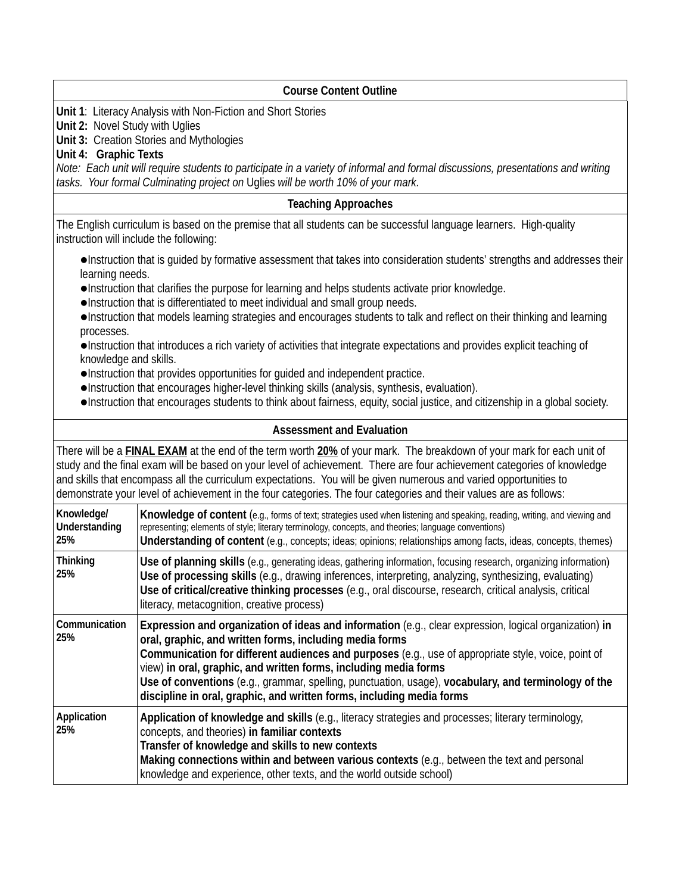## Course Content Outline

**Unit 1**: Literacy Analysis with Non-Fiction and Short Stories
**Unit 2:** Novel Study with Uglies
**Unit 3:** Creation Stories and Mythologies
**Unit 4:** **Graphic Texts**
*Note: Each unit will require students to participate in a variety of informal and formal discussions, presentations and writing tasks. Your formal Culminating project on* Uglies *will be worth 10% of your mark.*

## Teaching Approaches

The English curriculum is based on the premise that all students can be successful language learners. High-quality instruction will include the following:

- Instruction that is guided by formative assessment that takes into consideration students' strengths and addresses their learning needs.
- Instruction that clarifies the purpose for learning and helps students activate prior knowledge.
- Instruction that is differentiated to meet individual and small group needs.
- Instruction that models learning strategies and encourages students to talk and reflect on their thinking and learning processes.
- Instruction that introduces a rich variety of activities that integrate expectations and provides explicit teaching of knowledge and skills.
- Instruction that provides opportunities for guided and independent practice.
- Instruction that encourages higher-level thinking skills (analysis, synthesis, evaluation).
- Instruction that encourages students to think about fairness, equity, social justice, and citizenship in a global society.

## Assessment and Evaluation

There will be a **FINAL EXAM** at the end of the term worth **20%** of your mark. The breakdown of your mark for each unit of study and the final exam will be based on your level of achievement. There are four achievement categories of knowledge and skills that encompass all the curriculum expectations. You will be given numerous and varied opportunities to demonstrate your level of achievement in the four categories. The four categories and their values are as follows:

| Category | Description |
|---|---|
| **Knowledge/ Understanding 25%** | **Knowledge of content** (e.g., forms of text; strategies used when listening and speaking, reading, writing, and viewing and representing; elements of style; literary terminology, concepts, and theories; language conventions)<br>**Understanding of content** (e.g., concepts; ideas; opinions; relationships among facts, ideas, concepts, themes) |
| **Thinking 25%** | **Use of planning skills** (e.g., generating ideas, gathering information, focusing research, organizing information)<br>**Use of processing skills** (e.g., drawing inferences, interpreting, analyzing, synthesizing, evaluating)<br>**Use of critical/creative thinking processes** (e.g., oral discourse, research, critical analysis, critical literacy, metacognition, creative process) |
| **Communication 25%** | **Expression and organization of ideas and information** (e.g., clear expression, logical organization) **in oral, graphic, and written forms, including media forms**<br>**Communication for different audiences and purposes** (e.g., use of appropriate style, voice, point of view) **in oral, graphic, and written forms, including media forms**<br>**Use of conventions** (e.g., grammar, spelling, punctuation, usage), **vocabulary, and terminology of the discipline in oral, graphic, and written forms, including media forms** |
| **Application 25%** | **Application of knowledge and skills** (e.g., literacy strategies and processes; literary terminology, concepts, and theories) **in familiar contexts**<br>**Transfer of knowledge and skills to new contexts**<br>**Making connections within and between various contexts** (e.g., between the text and personal knowledge and experience, other texts, and the world outside school) |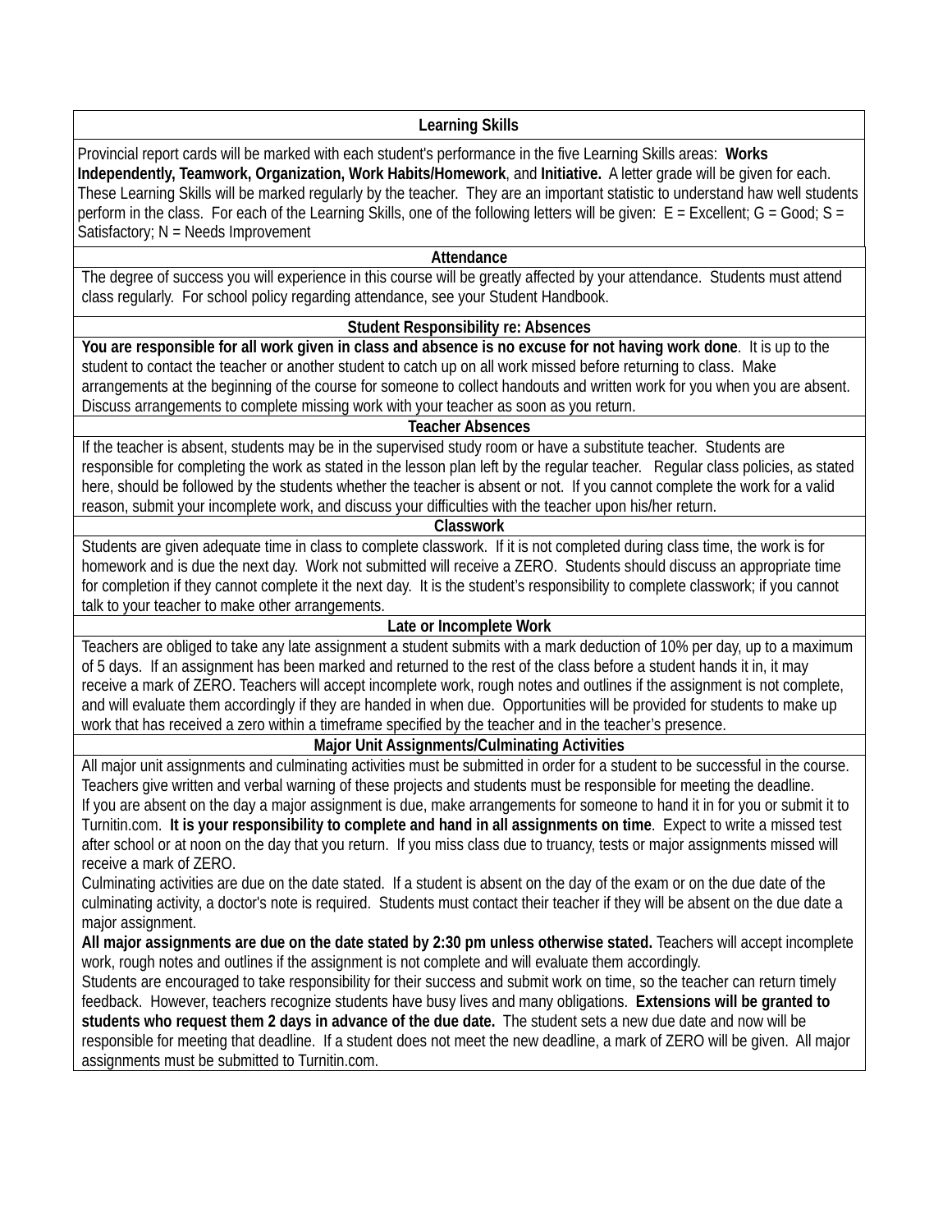## Learning Skills

Provincial report cards will be marked with each student's performance in the five Learning Skills areas: **Works Independently, Teamwork, Organization, Work Habits/Homework**, and **Initiative.** A letter grade will be given for each. These Learning Skills will be marked regularly by the teacher. They are an important statistic to understand haw well students perform in the class. For each of the Learning Skills, one of the following letters will be given: E = Excellent; G = Good; S = Satisfactory; N = Needs Improvement

## Attendance

The degree of success you will experience in this course will be greatly affected by your attendance. Students must attend class regularly. For school policy regarding attendance, see your Student Handbook.

## Student Responsibility re: Absences

**You are responsible for all work given in class and absence is no excuse for not having work done**. It is up to the student to contact the teacher or another student to catch up on all work missed before returning to class. Make arrangements at the beginning of the course for someone to collect handouts and written work for you when you are absent. Discuss arrangements to complete missing work with your teacher as soon as you return.

## Teacher Absences

If the teacher is absent, students may be in the supervised study room or have a substitute teacher. Students are responsible for completing the work as stated in the lesson plan left by the regular teacher. Regular class policies, as stated here, should be followed by the students whether the teacher is absent or not. If you cannot complete the work for a valid reason, submit your incomplete work, and discuss your difficulties with the teacher upon his/her return.

## Classwork

Students are given adequate time in class to complete classwork. If it is not completed during class time, the work is for homework and is due the next day. Work not submitted will receive a ZERO. Students should discuss an appropriate time for completion if they cannot complete it the next day. It is the student's responsibility to complete classwork; if you cannot talk to your teacher to make other arrangements.

## Late or Incomplete Work

Teachers are obliged to take any late assignment a student submits with a mark deduction of 10% per day, up to a maximum of 5 days. If an assignment has been marked and returned to the rest of the class before a student hands it in, it may receive a mark of ZERO. Teachers will accept incomplete work, rough notes and outlines if the assignment is not complete, and will evaluate them accordingly if they are handed in when due. Opportunities will be provided for students to make up work that has received a zero within a timeframe specified by the teacher and in the teacher's presence.

## Major Unit Assignments/Culminating Activities

All major unit assignments and culminating activities must be submitted in order for a student to be successful in the course. Teachers give written and verbal warning of these projects and students must be responsible for meeting the deadline.
If you are absent on the day a major assignment is due, make arrangements for someone to hand it in for you or submit it to Turnitin.com. **It is your responsibility to complete and hand in all assignments on time**. Expect to write a missed test after school or at noon on the day that you return. If you miss class due to truancy, tests or major assignments missed will receive a mark of ZERO.
Culminating activities are due on the date stated. If a student is absent on the day of the exam or on the due date of the culminating activity, a doctor's note is required. Students must contact their teacher if they will be absent on the due date a major assignment.
**All major assignments are due on the date stated by 2:30 pm unless otherwise stated.** Teachers will accept incomplete work, rough notes and outlines if the assignment is not complete and will evaluate them accordingly.
Students are encouraged to take responsibility for their success and submit work on time, so the teacher can return timely feedback. However, teachers recognize students have busy lives and many obligations. **Extensions will be granted to students who request them 2 days in advance of the due date.** The student sets a new due date and now will be responsible for meeting that deadline. If a student does not meet the new deadline, a mark of ZERO will be given. All major assignments must be submitted to Turnitin.com.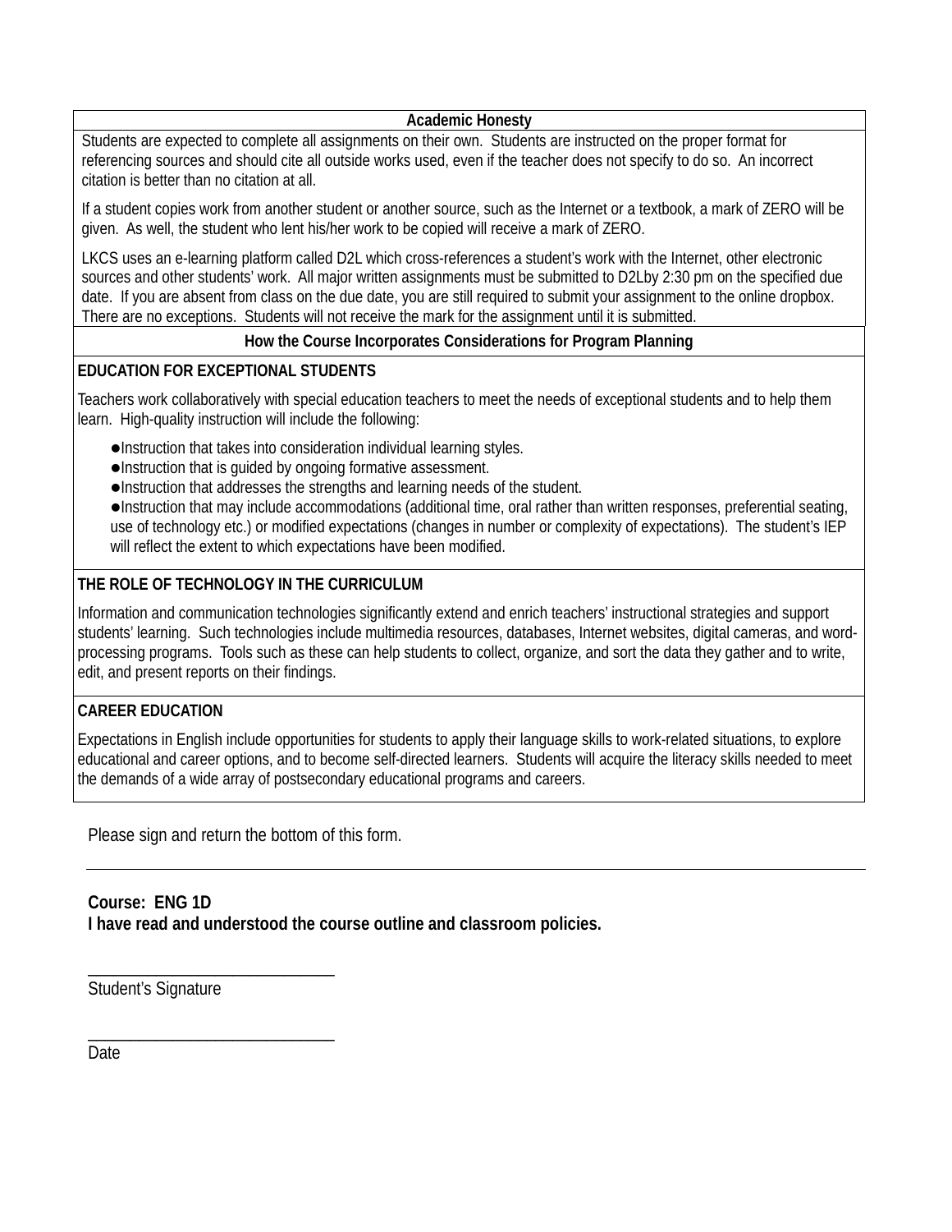## Academic Honesty

Students are expected to complete all assignments on their own. Students are instructed on the proper format for referencing sources and should cite all outside works used, even if the teacher does not specify to do so. An incorrect citation is better than no citation at all.

If a student copies work from another student or another source, such as the Internet or a textbook, a mark of ZERO will be given. As well, the student who lent his/her work to be copied will receive a mark of ZERO.

LKCS uses an e-learning platform called D2L which cross-references a student's work with the Internet, other electronic sources and other students' work. All major written assignments must be submitted to D2Lby 2:30 pm on the specified due date. If you are absent from class on the due date, you are still required to submit your assignment to the online dropbox. There are no exceptions. Students will not receive the mark for the assignment until it is submitted.

## How the Course Incorporates Considerations for Program Planning

**EDUCATION FOR EXCEPTIONAL STUDENTS**

Teachers work collaboratively with special education teachers to meet the needs of exceptional students and to help them learn. High-quality instruction will include the following:

- Instruction that takes into consideration individual learning styles.
- Instruction that is guided by ongoing formative assessment.
- Instruction that addresses the strengths and learning needs of the student.
- Instruction that may include accommodations (additional time, oral rather than written responses, preferential seating, use of technology etc.) or modified expectations (changes in number or complexity of expectations). The student's IEP will reflect the extent to which expectations have been modified.

**THE ROLE OF TECHNOLOGY IN THE CURRICULUM**

Information and communication technologies significantly extend and enrich teachers' instructional strategies and support students' learning. Such technologies include multimedia resources, databases, Internet websites, digital cameras, and word-processing programs. Tools such as these can help students to collect, organize, and sort the data they gather and to write, edit, and present reports on their findings.

**CAREER EDUCATION**

Expectations in English include opportunities for students to apply their language skills to work-related situations, to explore educational and career options, and to become self-directed learners. Students will acquire the literacy skills needed to meet the demands of a wide array of postsecondary educational programs and careers.

Please sign and return the bottom of this form.

---

**Course: ENG 1D**
**I have read and understood the course outline and classroom policies.**

______________________________
Student's Signature

______________________________
Date